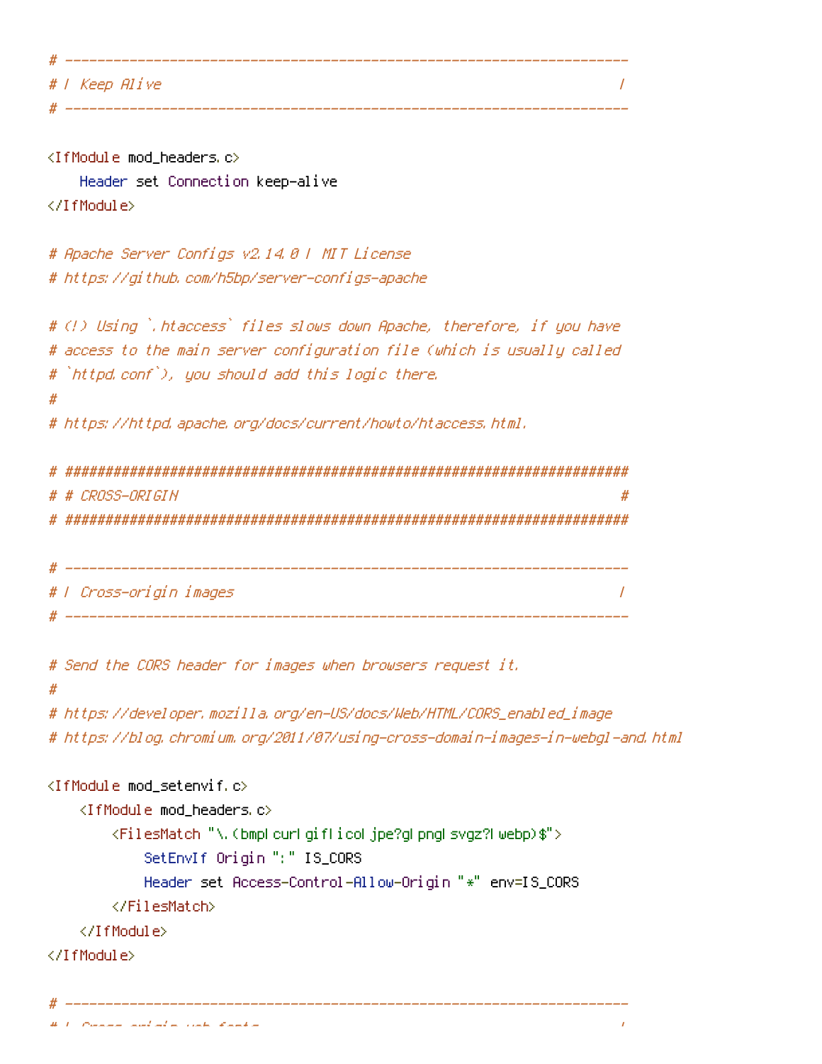```apache
# ----------------------------------------------------------------------
# | Keep Alive                                                         |
# ----------------------------------------------------------------------

<IfModule mod_headers.c>
    Header set Connection keep-alive
</IfModule>

# Apache Server Configs v2.14.0 | MIT License
# https://github.com/h5bp/server-configs-apache

# (!) Using `.htaccess` files slows down Apache, therefore, if you have
# access to the main server configuration file (which is usually called
# `httpd.conf`), you should add this logic there.
#
# https://httpd.apache.org/docs/current/howto/htaccess.html.

# ######################################################################
# # CROSS-ORIGIN                                                       #
# ######################################################################

# ----------------------------------------------------------------------
# | Cross-origin images                                                |
# ----------------------------------------------------------------------

# Send the CORS header for images when browsers request it.
#
# https://developer.mozilla.org/en-US/docs/Web/HTML/CORS_enabled_image
# https://blog.chromium.org/2011/07/using-cross-domain-images-in-webgl-and.html

<IfModule mod_setenvif.c>
    <IfModule mod_headers.c>
        <FilesMatch "\.(bmp|cur|gif|ico|jpe?g|png|svgz?|webp)$">
            SetEnvIf Origin ":" IS_CORS
            Header set Access-Control-Allow-Origin "*" env=IS_CORS
        </FilesMatch>
    </IfModule>
</IfModule>

# ----------------------------------------------------------------------
# | Cross-origin web fonts                                             |
```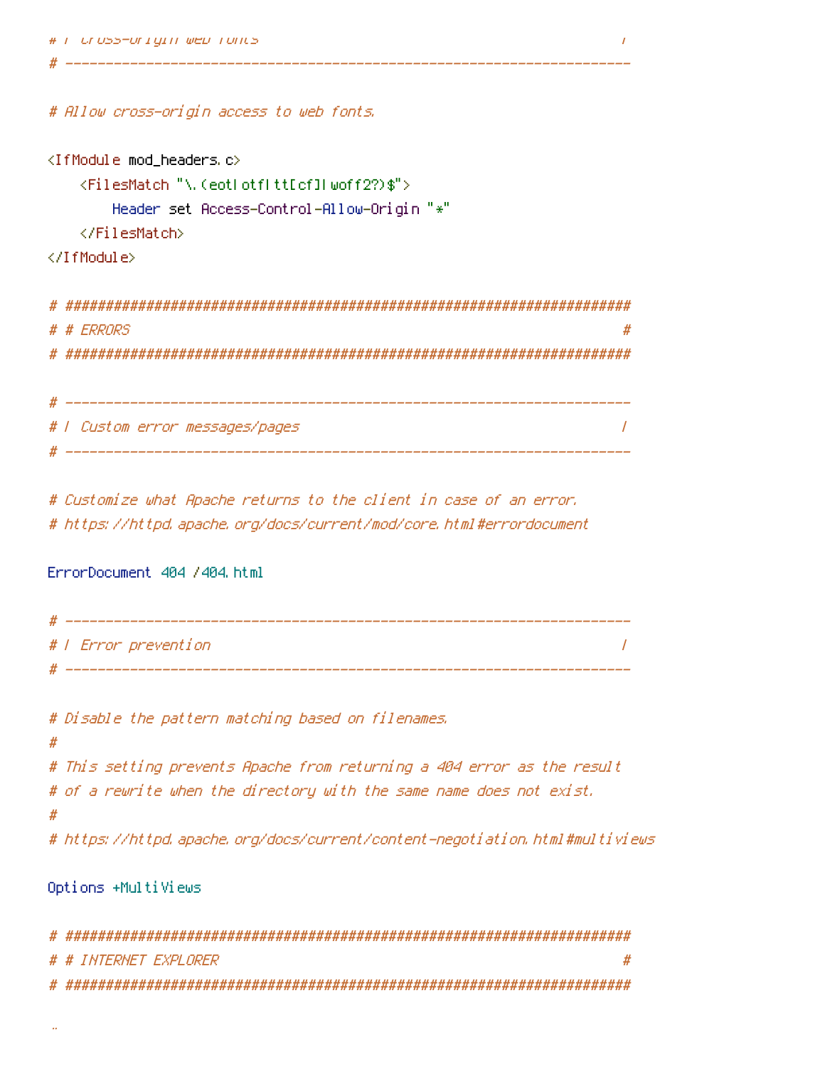```
# | Cross-origin web fonts                                             |
# ----------------------------------------------------------------------

# Allow cross-origin access to web fonts.

<IfModule mod_headers.c>
    <FilesMatch "\.(eot|otf|tt[cf]|woff2?)$">
        Header set Access-Control-Allow-Origin "*"
    </FilesMatch>
</IfModule>

# ######################################################################
# # ERRORS                                                             #
# ######################################################################

# ----------------------------------------------------------------------
# | Custom error messages/pages                                        |
# ----------------------------------------------------------------------

# Customize what Apache returns to the client in case of an error.
# https://httpd.apache.org/docs/current/mod/core.html#errordocument

ErrorDocument 404 /404.html

# ----------------------------------------------------------------------
# | Error prevention                                                   |
# ----------------------------------------------------------------------

# Disable the pattern matching based on filenames.
#
# This setting prevents Apache from returning a 404 error as the result
# of a rewrite when the directory with the same name does not exist.
#
# https://httpd.apache.org/docs/current/content-negotiation.html#multiviews

Options +MultiViews

# ######################################################################
# # INTERNET EXPLORER                                                  #
# ######################################################################
```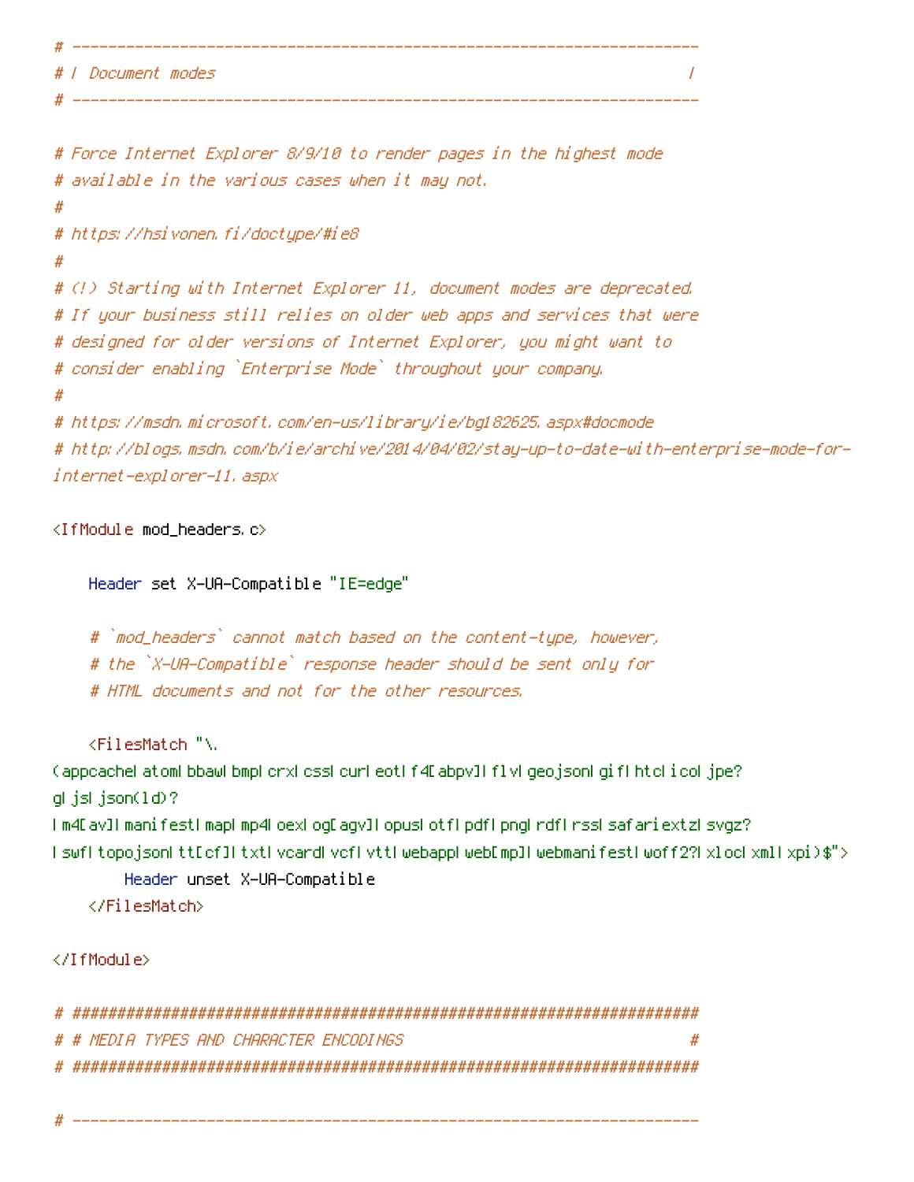```
# ----------------------------------------------------------------------
# | Document modes                                                     |
# ----------------------------------------------------------------------

# Force Internet Explorer 8/9/10 to render pages in the highest mode
# available in the various cases when it may not.
#
# https://hsivonen.fi/doctype/#ie8
#
# (!) Starting with Internet Explorer 11, document modes are deprecated.
# If your business still relies on older web apps and services that were
# designed for older versions of Internet Explorer, you might want to
# consider enabling `Enterprise Mode` throughout your company.
#
# https://msdn.microsoft.com/en-us/library/ie/bg182625.aspx#docmode
# http://blogs.msdn.com/b/ie/archive/2014/04/02/stay-up-to-date-with-enterprise-mode-for-internet-explorer-11.aspx

<IfModule mod_headers.c>

    Header set X-UA-Compatible "IE=edge"

    # `mod_headers` cannot match based on the content-type, however,
    # the `X-UA-Compatible` response header should be sent only for
    # HTML documents and not for the other resources.

    <FilesMatch "\.(appcache|atom|bbaw|bmp|crx|css|cur|eot|f4[abpv]|flv|geojson|gif|htc|ico|jpe?g|js|json(ld)?|m4[av]|manifest|map|mp4|oex|og[agv]|opus|otf|pdf|png|rdf|rss|safariextz|svgz?|swf|topojson|tt[cf]|txt|vcard|vcf|vtt|webapp|web[mp]|webmanifest|woff2?|xloc|xml|xpi)$">
        Header unset X-UA-Compatible
    </FilesMatch>

</IfModule>

# ######################################################################
# # MEDIA TYPES AND CHARACTER ENCODINGS                                #
# ######################################################################

# ----------------------------------------------------------------------
```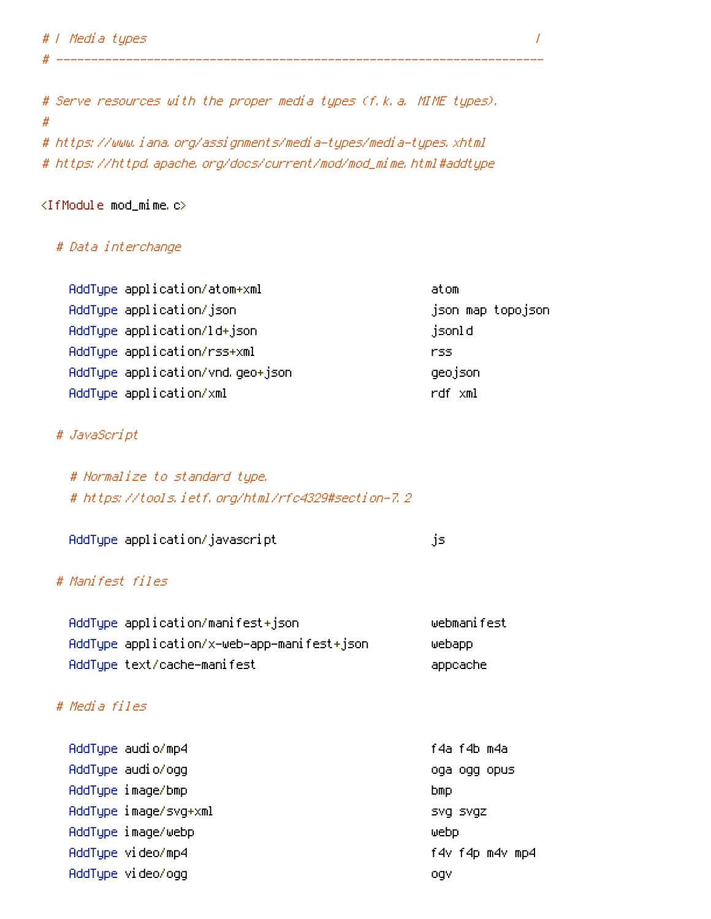```
# | Media types                                                        |
# ----------------------------------------------------------------------

# Serve resources with the proper media types (f.k.a. MIME types).
#
# https://www.iana.org/assignments/media-types/media-types.xhtml
# https://httpd.apache.org/docs/current/mod/mod_mime.html#addtype

<IfModule mod_mime.c>

  # Data interchange

    AddType application/atom+xml                        atom
    AddType application/json                            json map topojson
    AddType application/ld+json                         jsonld
    AddType application/rss+xml                         rss
    AddType application/vnd.geo+json                    geojson
    AddType application/xml                             rdf xml

  # JavaScript

    # Normalize to standard type.
    # https://tools.ietf.org/html/rfc4329#section-7.2

    AddType application/javascript                      js

  # Manifest files

    AddType application/manifest+json                   webmanifest
    AddType application/x-web-app-manifest+json         webapp
    AddType text/cache-manifest                         appcache

  # Media files

    AddType audio/mp4                                   f4a f4b m4a
    AddType audio/ogg                                   oga ogg opus
    AddType image/bmp                                   bmp
    AddType image/svg+xml                               svg svgz
    AddType image/webp                                  webp
    AddType video/mp4                                   f4v f4p m4v mp4
    AddType video/ogg                                   ogv
```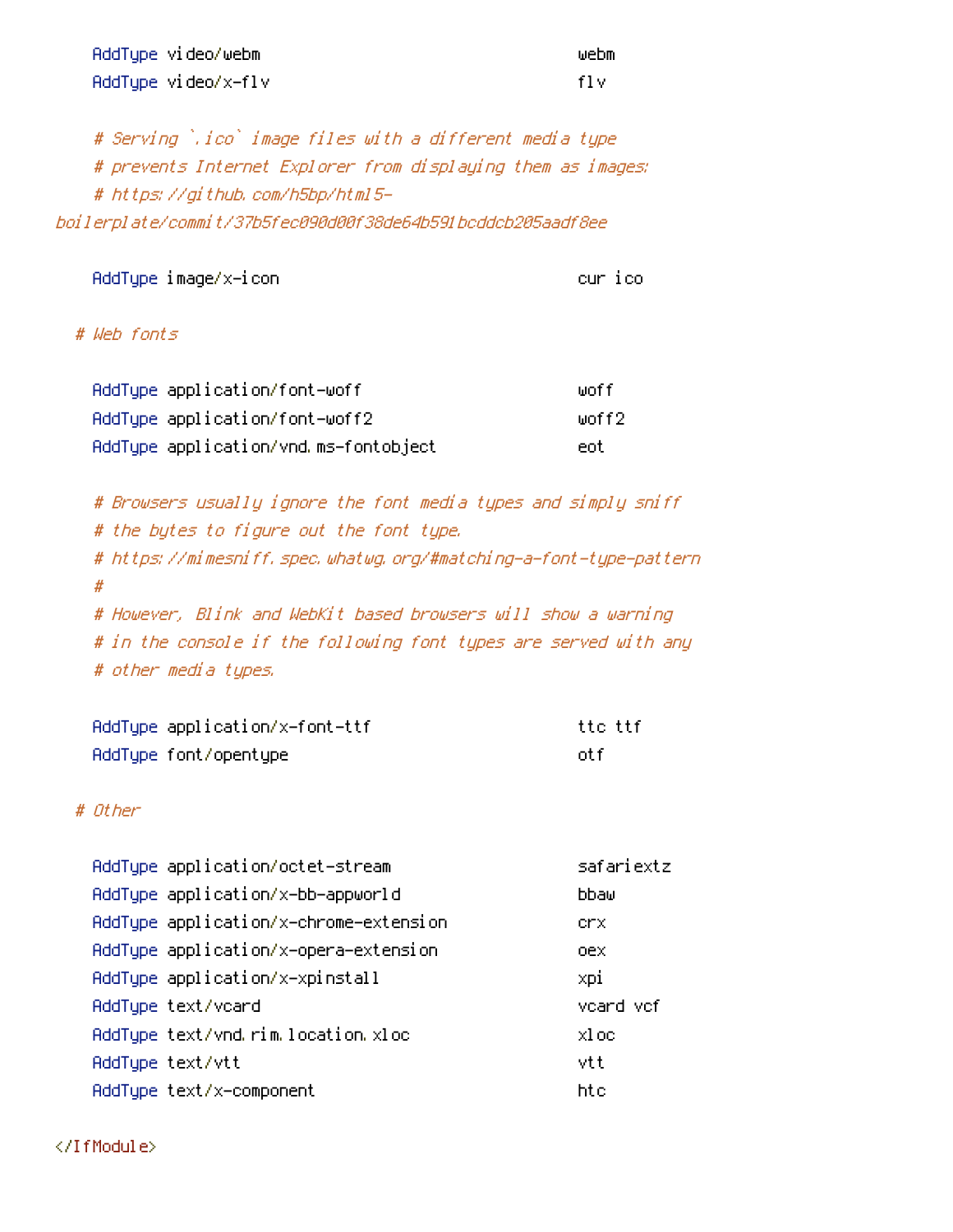```
    AddType video/webm                                  webm
    AddType video/x-flv                                 flv

    # Serving `.ico` image files with a different media type
    # prevents Internet Explorer from displaying them as images:
    # https://github.com/h5bp/html5-
boilerplate/commit/37b5fec090d00f38de64b591bcddcb205aadf8ee

    AddType image/x-icon                                cur ico

  # Web fonts

    AddType application/font-woff                       woff
    AddType application/font-woff2                      woff2
    AddType application/vnd.ms-fontobject               eot

    # Browsers usually ignore the font media types and simply sniff
    # the bytes to figure out the font type.
    # https://mimesniff.spec.whatwg.org/#matching-a-font-type-pattern
    #
    # However, Blink and WebKit based browsers will show a warning
    # in the console if the following font types are served with any
    # other media types.

    AddType application/x-font-ttf                      ttc ttf
    AddType font/opentype                               otf

  # Other

    AddType application/octet-stream                    safariextz
    AddType application/x-bb-appworld                   bbaw
    AddType application/x-chrome-extension              crx
    AddType application/x-opera-extension               oex
    AddType application/x-xpinstall                     xpi
    AddType text/vcard                                  vcard vcf
    AddType text/vnd.rim.location.xloc                  xloc
    AddType text/vtt                                    vtt
    AddType text/x-component                            htc

</IfModule>
```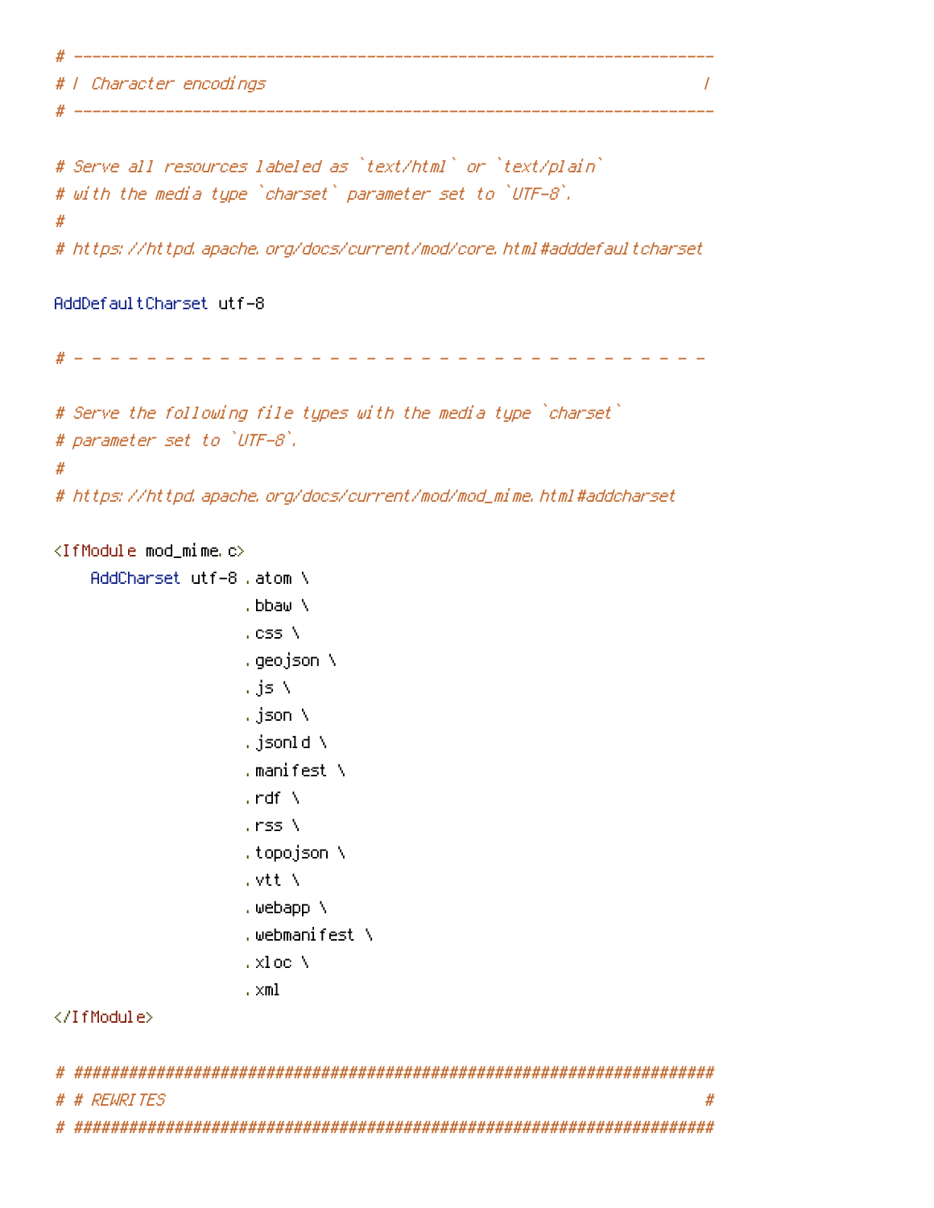```
# ----------------------------------------------------------------------
# | Character encodings                                                |
# ----------------------------------------------------------------------

# Serve all resources labeled as `text/html` or `text/plain`
# with the media type `charset` parameter set to `UTF-8`.
#
# https://httpd.apache.org/docs/current/mod/core.html#adddefaultcharset

AddDefaultCharset utf-8

# - - - - - - - - - - - - - - - - - - - - - - - - - - - - - - - - - - -

# Serve the following file types with the media type `charset`
# parameter set to `UTF-8`.
#
# https://httpd.apache.org/docs/current/mod/mod_mime.html#addcharset

<IfModule mod_mime.c>
    AddCharset utf-8 .atom \
                     .bbaw \
                     .css \
                     .geojson \
                     .js \
                     .json \
                     .jsonld \
                     .manifest \
                     .rdf \
                     .rss \
                     .topojson \
                     .vtt \
                     .webapp \
                     .webmanifest \
                     .xloc \
                     .xml
</IfModule>

# ######################################################################
# # REWRITES                                                           #
# ######################################################################
```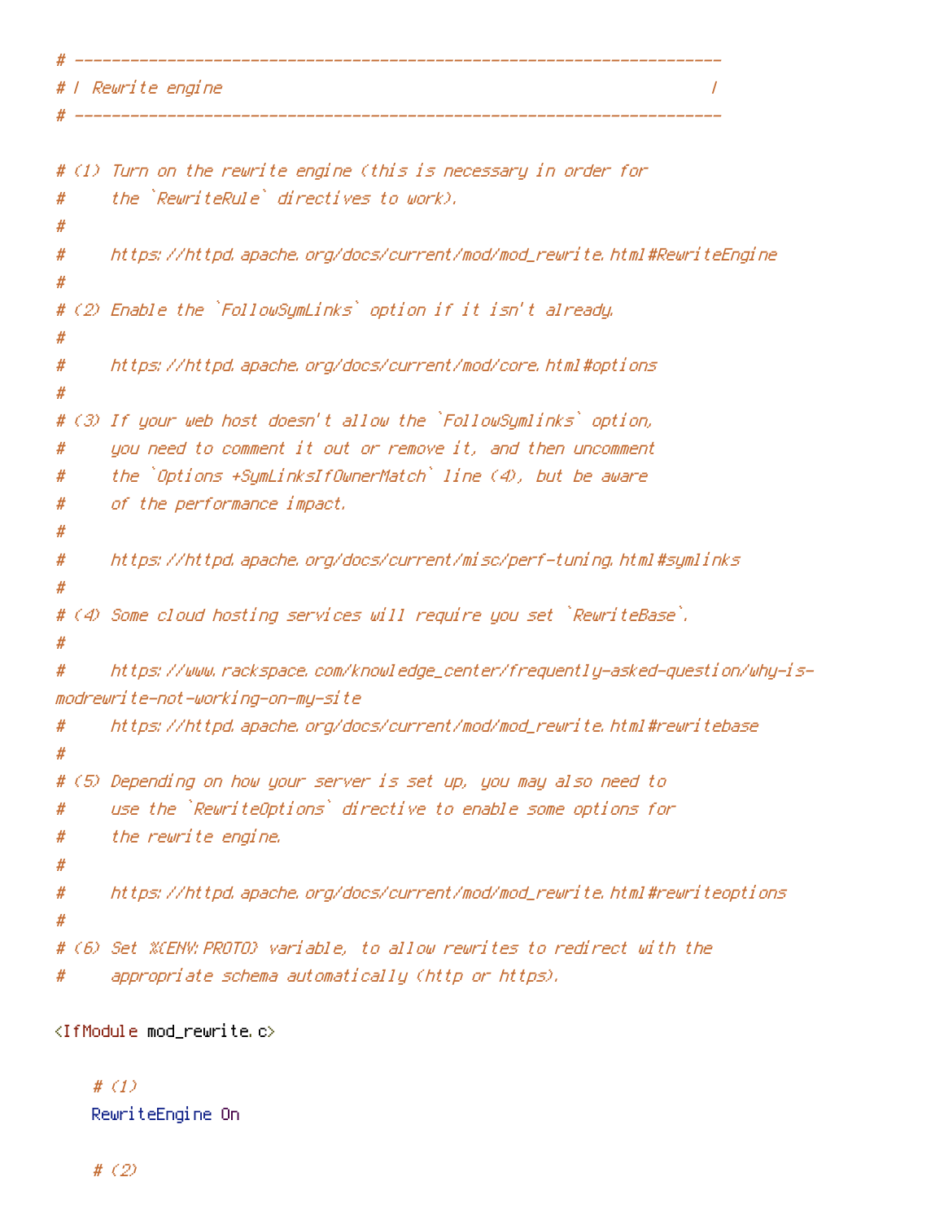```
# ----------------------------------------------------------------------
# | Rewrite engine                                                     |
# ----------------------------------------------------------------------

# (1) Turn on the rewrite engine (this is necessary in order for
#     the `RewriteRule` directives to work).
#
#     https://httpd.apache.org/docs/current/mod/mod_rewrite.html#RewriteEngine
#
# (2) Enable the `FollowSymLinks` option if it isn't already.
#
#     https://httpd.apache.org/docs/current/mod/core.html#options
#
# (3) If your web host doesn't allow the `FollowSymlinks` option,
#     you need to comment it out or remove it, and then uncomment
#     the `Options +SymLinksIfOwnerMatch` line (4), but be aware
#     of the performance impact.
#
#     https://httpd.apache.org/docs/current/misc/perf-tuning.html#symlinks
#
# (4) Some cloud hosting services will require you set `RewriteBase`.
#
#     https://www.rackspace.com/knowledge_center/frequently-asked-question/why-is-modrewrite-not-working-on-my-site
#     https://httpd.apache.org/docs/current/mod/mod_rewrite.html#rewritebase
#
# (5) Depending on how your server is set up, you may also need to
#     use the `RewriteOptions` directive to enable some options for
#     the rewrite engine.
#
#     https://httpd.apache.org/docs/current/mod/mod_rewrite.html#rewriteoptions
#
# (6) Set %{ENV:PROTO} variable, to allow rewrites to redirect with the
#     appropriate schema automatically (http or https).

<IfModule mod_rewrite.c>

    # (1)
    RewriteEngine On

    # (2)
```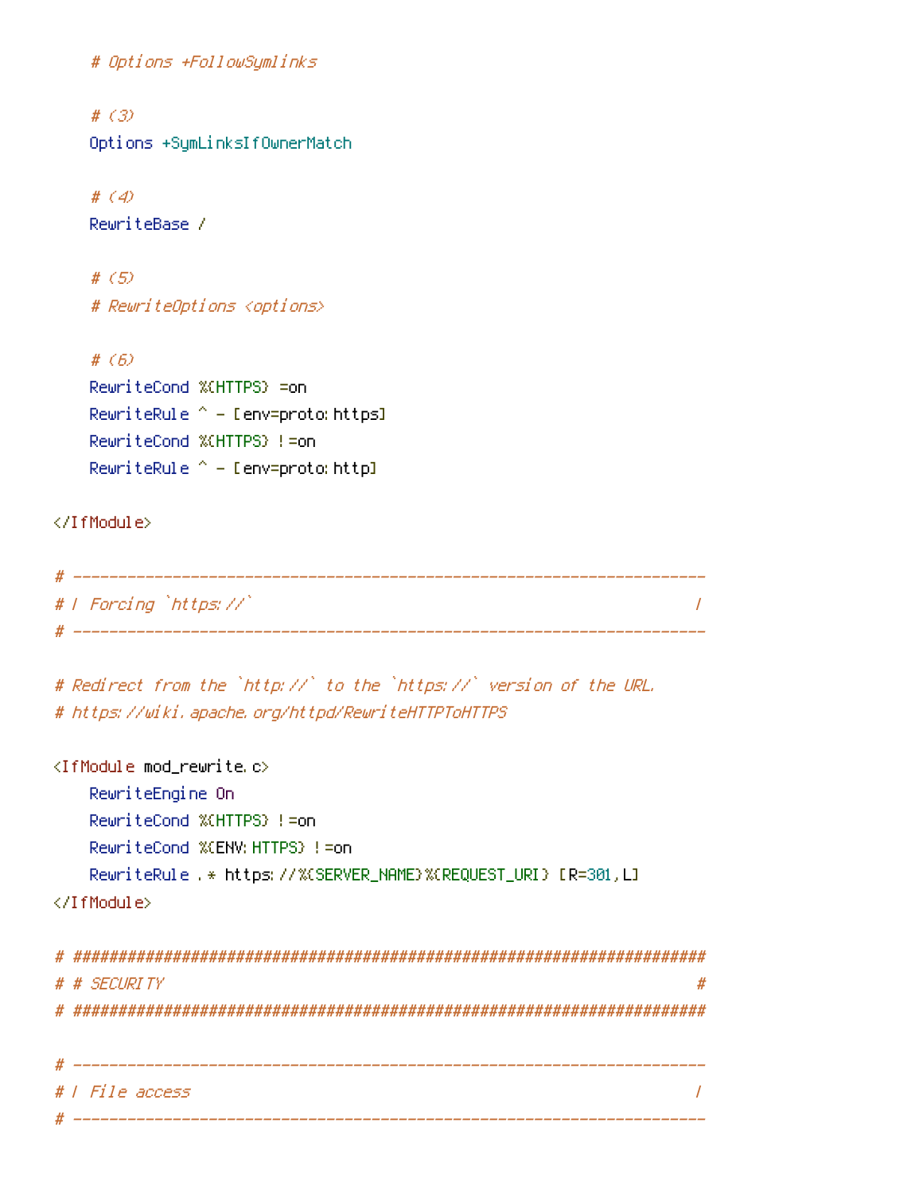```
    # Options +FollowSymlinks

    # (3)
    Options +SymLinksIfOwnerMatch

    # (4)
    RewriteBase /

    # (5)
    # RewriteOptions <options>

    # (6)
    RewriteCond %{HTTPS} =on
    RewriteRule ^ - [env=proto:https]
    RewriteCond %{HTTPS} !=on
    RewriteRule ^ - [env=proto:http]

</IfModule>

# ----------------------------------------------------------------------
# | Forcing `https://`                                                 |
# ----------------------------------------------------------------------

# Redirect from the `http://` to the `https://` version of the URL.
# https://wiki.apache.org/httpd/RewriteHTTPToHTTPS

<IfModule mod_rewrite.c>
    RewriteEngine On
    RewriteCond %{HTTPS} !=on
    RewriteCond %{ENV:HTTPS} !=on
    RewriteRule .* https://%{SERVER_NAME}%{REQUEST_URI} [R=301,L]
</IfModule>

# ######################################################################
# # SECURITY                                                           #
# ######################################################################

# ----------------------------------------------------------------------
# | File access                                                        |
# ----------------------------------------------------------------------
```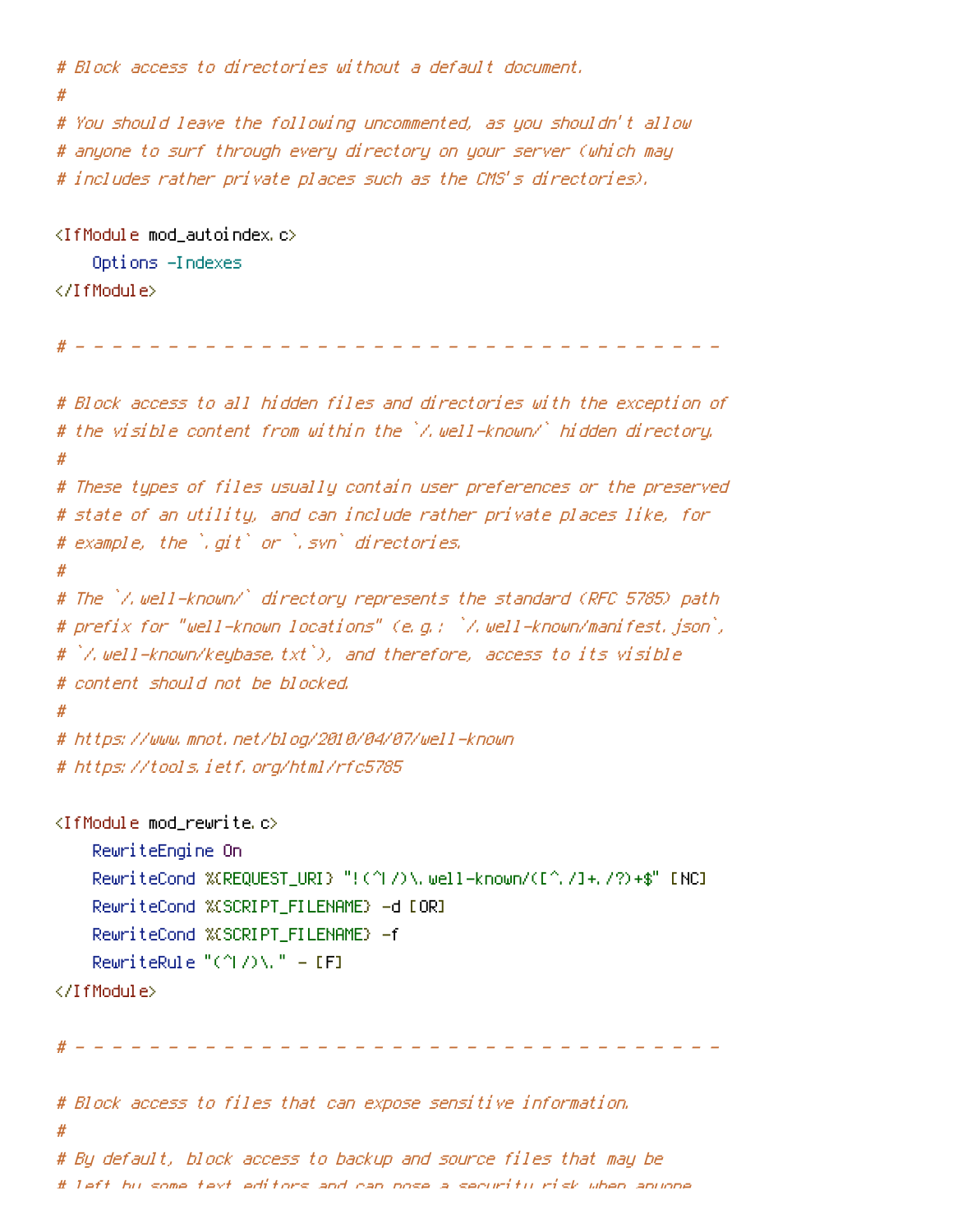```
# Block access to directories without a default document.
#
# You should leave the following uncommented, as you shouldn't allow
# anyone to surf through every directory on your server (which may
# includes rather private places such as the CMS's directories).

<IfModule mod_autoindex.c>
    Options -Indexes
</IfModule>

# - - - - - - - - - - - - - - - - - - - - - - - - - - - - - - - - - - - - -

# Block access to all hidden files and directories with the exception of
# the visible content from within the `/.well-known/` hidden directory.
#
# These types of files usually contain user preferences or the preserved
# state of an utility, and can include rather private places like, for
# example, the `.git` or `.svn` directories.
#
# The `/.well-known/` directory represents the standard (RFC 5785) path
# prefix for "well-known locations" (e.g.: `/.well-known/manifest.json`,
# `/.well-known/keybase.txt`), and therefore, access to its visible
# content should not be blocked.
#
# https://www.mnot.net/blog/2010/04/07/well-known
# https://tools.ietf.org/html/rfc5785

<IfModule mod_rewrite.c>
    RewriteEngine On
    RewriteCond %{REQUEST_URI} "!(^|/)\.well-known/([^./]+./?)+$" [NC]
    RewriteCond %{SCRIPT_FILENAME} -d [OR]
    RewriteCond %{SCRIPT_FILENAME} -f
    RewriteRule "(^|/)\." - [F]
</IfModule>

# - - - - - - - - - - - - - - - - - - - - - - - - - - - - - - - - - - - - -

# Block access to files that can expose sensitive information.
#
# By default, block access to backup and source files that may be
# left by some text editors and can pose a security risk when anyone
```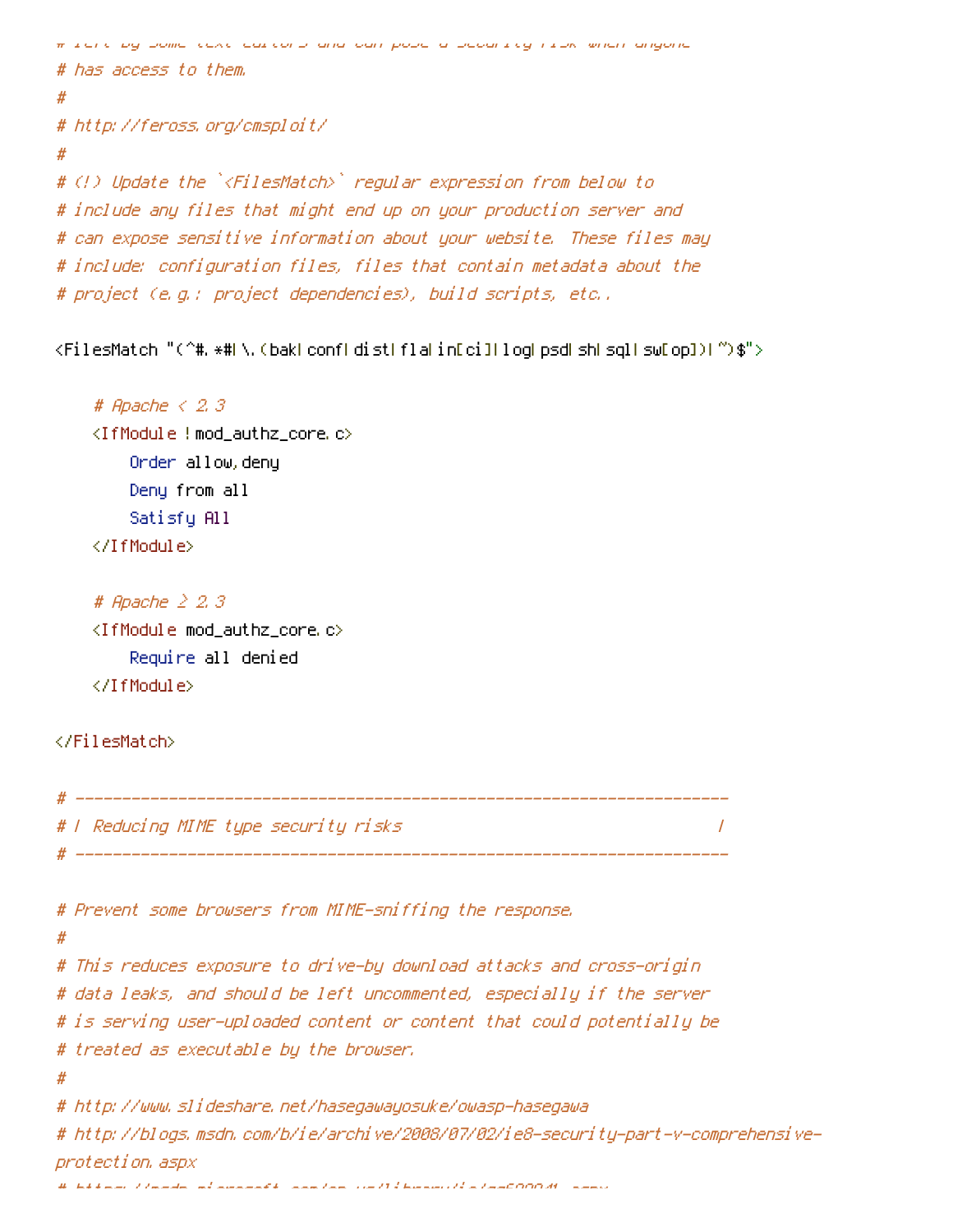```
# left by some text editors and can pose a security risk when anyone
# has access to them.
#
# http://feross.org/cmsploit/
#
# (!) Update the `<FilesMatch>` regular expression from below to
# include any files that might end up on your production server and
# can expose sensitive information about your website. These files may
# include: configuration files, files that contain metadata about the
# project (e.g.: project dependencies), build scripts, etc..

<FilesMatch "(^#.*#|\.(bak|conf|dist|fla|in[ci]|log|psd|sh|sql|sw[op])|~)$">

    # Apache < 2.3
    <IfModule !mod_authz_core.c>
        Order allow,deny
        Deny from all
        Satisfy All
    </IfModule>

    # Apache ≥ 2.3
    <IfModule mod_authz_core.c>
        Require all denied
    </IfModule>

</FilesMatch>

# ----------------------------------------------------------------------
# | Reducing MIME type security risks                                  |
# ----------------------------------------------------------------------

# Prevent some browsers from MIME-sniffing the response.
#
# This reduces exposure to drive-by download attacks and cross-origin
# data leaks, and should be left uncommented, especially if the server
# is serving user-uploaded content or content that could potentially be
# treated as executable by the browser.
#
# http://www.slideshare.net/hasegawayosuke/owasp-hasegawa
# http://blogs.msdn.com/b/ie/archive/2008/07/02/ie8-security-part-v-comprehensive-protection.aspx
```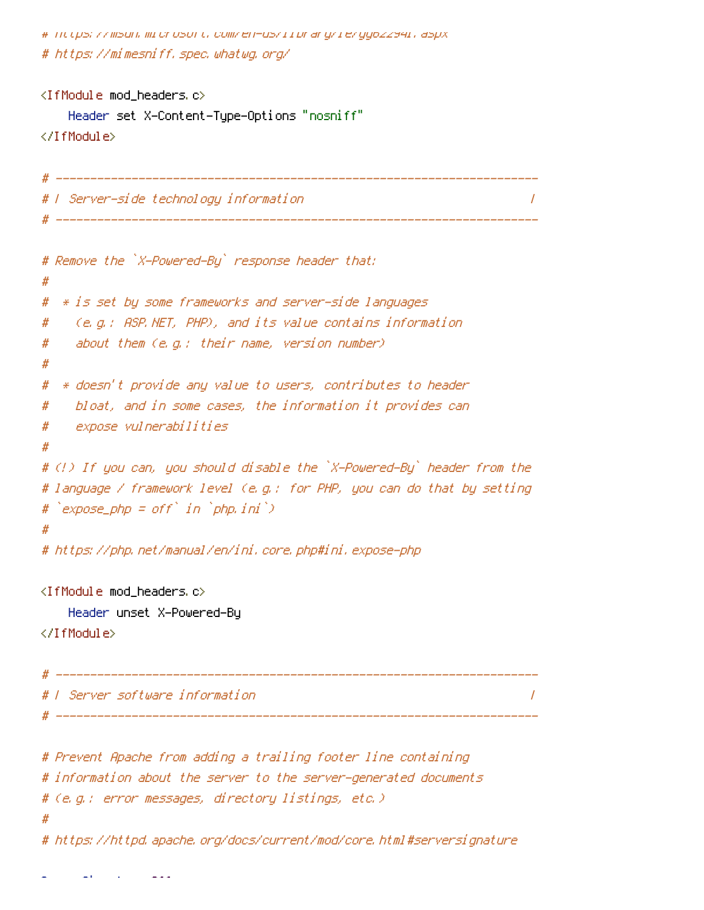```
# https://msdn.microsoft.com/en-us/library/ie/gg622941.aspx
# https://mimesniff.spec.whatwg.org/

<IfModule mod_headers.c>
    Header set X-Content-Type-Options "nosniff"
</IfModule>

# ----------------------------------------------------------------------
# | Server-side technology information                                 |
# ----------------------------------------------------------------------

# Remove the `X-Powered-By` response header that:
#
#  * is set by some frameworks and server-side languages
#    (e.g.: ASP.NET, PHP), and its value contains information
#    about them (e.g.: their name, version number)
#
#  * doesn't provide any value to users, contributes to header
#    bloat, and in some cases, the information it provides can
#    expose vulnerabilities
#
# (!) If you can, you should disable the `X-Powered-By` header from the
# language / framework level (e.g.: for PHP, you can do that by setting
# `expose_php = off` in `php.ini`)
#
# https://php.net/manual/en/ini.core.php#ini.expose-php

<IfModule mod_headers.c>
    Header unset X-Powered-By
</IfModule>

# ----------------------------------------------------------------------
# | Server software information                                        |
# ----------------------------------------------------------------------

# Prevent Apache from adding a trailing footer line containing
# information about the server to the server-generated documents
# (e.g.: error messages, directory listings, etc.)
#
# https://httpd.apache.org/docs/current/mod/core.html#serversignature
```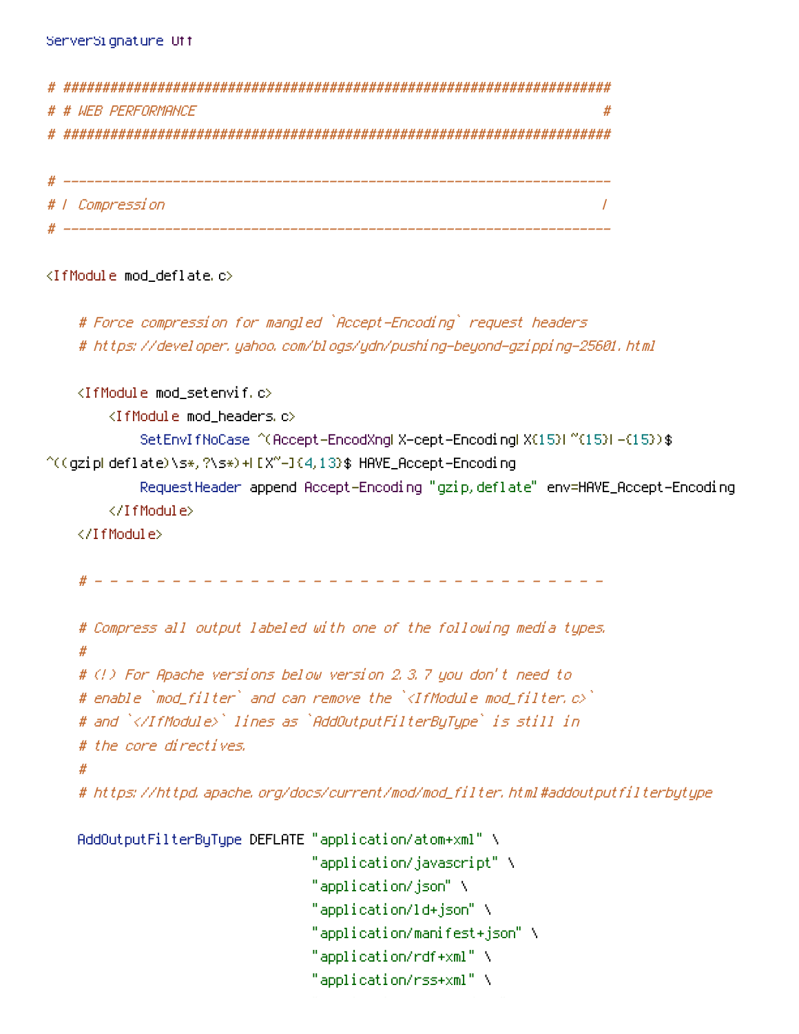```
ServerSignature Off

# ######################################################################
# # WEB PERFORMANCE                                                    #
# ######################################################################

# ----------------------------------------------------------------------
# | Compression                                                        |
# ----------------------------------------------------------------------

<IfModule mod_deflate.c>

    # Force compression for mangled `Accept-Encoding` request headers
    # https://developer.yahoo.com/blogs/ydn/pushing-beyond-gzipping-25601.html

    <IfModule mod_setenvif.c>
        <IfModule mod_headers.c>
            SetEnvIfNoCase ^(Accept-EncodXng|X-cept-Encoding|X{15}|~{15}|-{15})$
^((gzip|deflate)\s*,?\s*)+|[X~-]{4,13}$ HAVE_Accept-Encoding
            RequestHeader append Accept-Encoding "gzip,deflate" env=HAVE_Accept-Encoding
        </IfModule>
    </IfModule>

    # - - - - - - - - - - - - - - - - - - - - - - - - - - - - - - - - - -

    # Compress all output labeled with one of the following media types.
    #
    # (!) For Apache versions below version 2.3.7 you don't need to
    # enable `mod_filter` and can remove the `<IfModule mod_filter.c>`
    # and `</IfModule>` lines as `AddOutputFilterByType` is still in
    # the core directives.
    #
    # https://httpd.apache.org/docs/current/mod/mod_filter.html#addoutputfilterbytype

    AddOutputFilterByType DEFLATE "application/atom+xml" \
                                  "application/javascript" \
                                  "application/json" \
                                  "application/ld+json" \
                                  "application/manifest+json" \
                                  "application/rdf+xml" \
                                  "application/rss+xml" \
```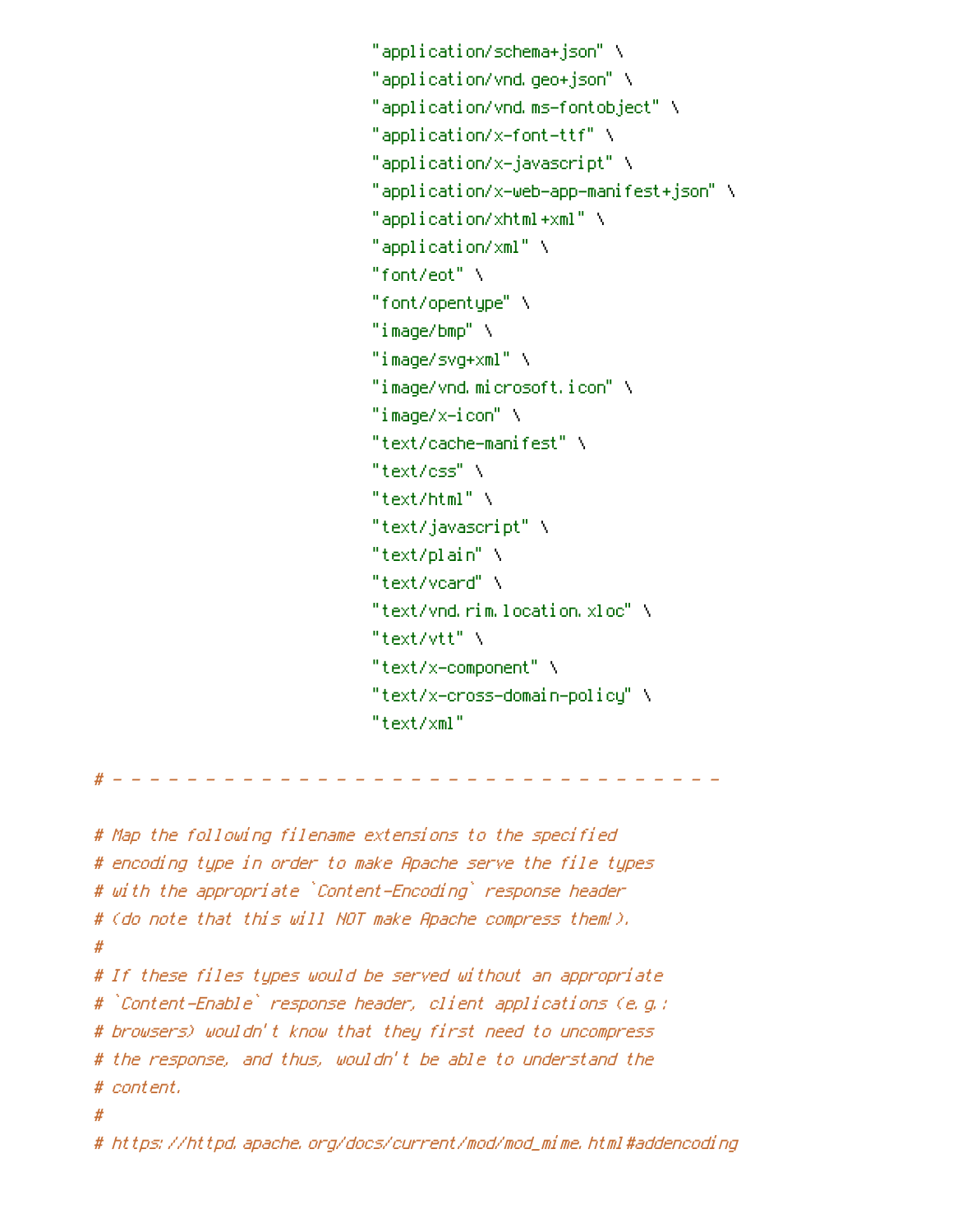```
                                  "application/schema+json" \
                                  "application/vnd.geo+json" \
                                  "application/vnd.ms-fontobject" \
                                  "application/x-font-ttf" \
                                  "application/x-javascript" \
                                  "application/x-web-app-manifest+json" \
                                  "application/xhtml+xml" \
                                  "application/xml" \
                                  "font/eot" \
                                  "font/opentype" \
                                  "image/bmp" \
                                  "image/svg+xml" \
                                  "image/vnd.microsoft.icon" \
                                  "image/x-icon" \
                                  "text/cache-manifest" \
                                  "text/css" \
                                  "text/html" \
                                  "text/javascript" \
                                  "text/plain" \
                                  "text/vcard" \
                                  "text/vnd.rim.location.xloc" \
                                  "text/vtt" \
                                  "text/x-component" \
                                  "text/x-cross-domain-policy" \
                                  "text/xml"

# - - - - - - - - - - - - - - - - - - - - - - - - - - - - - - - - - -

# Map the following filename extensions to the specified
# encoding type in order to make Apache serve the file types
# with the appropriate `Content-Encoding` response header
# (do note that this will NOT make Apache compress them!).
#
# If these files types would be served without an appropriate
# `Content-Enable` response header, client applications (e.g.:
# browsers) wouldn't know that they first need to uncompress
# the response, and thus, wouldn't be able to understand the
# content.
#
# https://httpd.apache.org/docs/current/mod/mod_mime.html#addencoding
```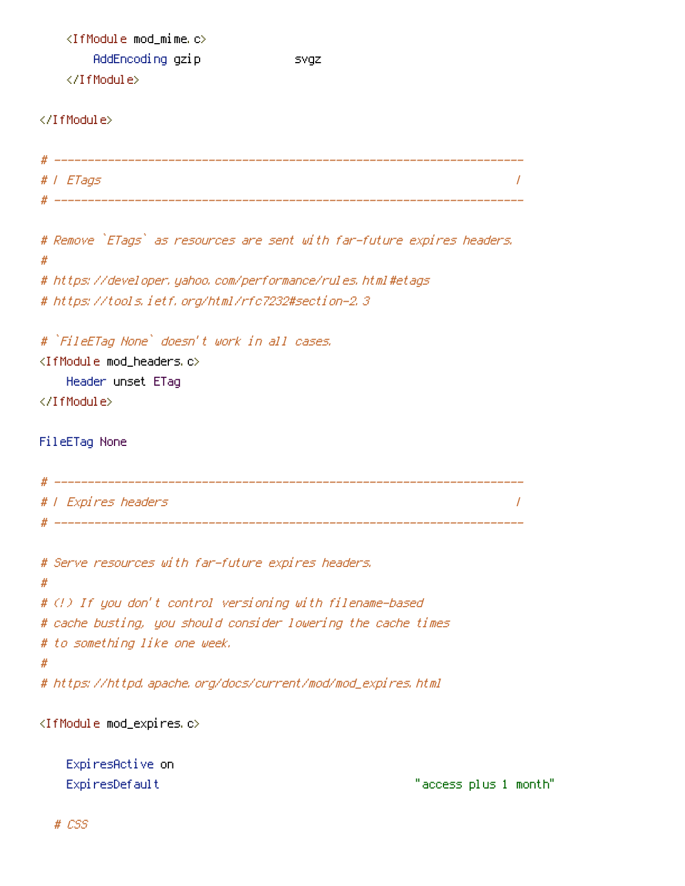```
    <IfModule mod_mime.c>
        AddEncoding gzip              svgz
    </IfModule>

</IfModule>

# ----------------------------------------------------------------------
# | ETags                                                              |
# ----------------------------------------------------------------------

# Remove `ETags` as resources are sent with far-future expires headers.
#
# https://developer.yahoo.com/performance/rules.html#etags
# https://tools.ietf.org/html/rfc7232#section-2.3

# `FileETag None` doesn't work in all cases.
<IfModule mod_headers.c>
    Header unset ETag
</IfModule>

FileETag None

# ----------------------------------------------------------------------
# | Expires headers                                                    |
# ----------------------------------------------------------------------

# Serve resources with far-future expires headers.
#
# (!) If you don't control versioning with filename-based
# cache busting, you should consider lowering the cache times
# to something like one week.
#
# https://httpd.apache.org/docs/current/mod/mod_expires.html

<IfModule mod_expires.c>

    ExpiresActive on
    ExpiresDefault                                      "access plus 1 month"

  # CSS
```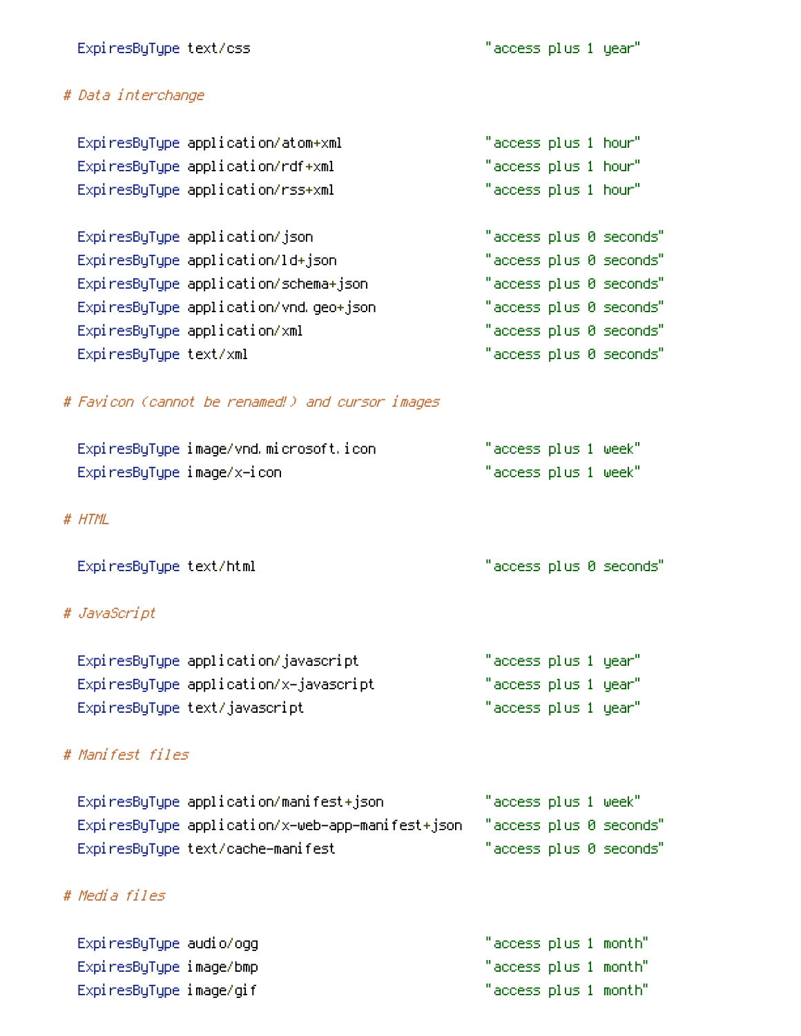```
    ExpiresByType text/css                              "access plus 1 year"

  # Data interchange

    ExpiresByType application/atom+xml                  "access plus 1 hour"
    ExpiresByType application/rdf+xml                   "access plus 1 hour"
    ExpiresByType application/rss+xml                   "access plus 1 hour"

    ExpiresByType application/json                      "access plus 0 seconds"
    ExpiresByType application/ld+json                   "access plus 0 seconds"
    ExpiresByType application/schema+json               "access plus 0 seconds"
    ExpiresByType application/vnd.geo+json              "access plus 0 seconds"
    ExpiresByType application/xml                       "access plus 0 seconds"
    ExpiresByType text/xml                              "access plus 0 seconds"

  # Favicon (cannot be renamed!) and cursor images

    ExpiresByType image/vnd.microsoft.icon              "access plus 1 week"
    ExpiresByType image/x-icon                          "access plus 1 week"

  # HTML

    ExpiresByType text/html                             "access plus 0 seconds"

  # JavaScript

    ExpiresByType application/javascript                "access plus 1 year"
    ExpiresByType application/x-javascript              "access plus 1 year"
    ExpiresByType text/javascript                       "access plus 1 year"

  # Manifest files

    ExpiresByType application/manifest+json             "access plus 1 week"
    ExpiresByType application/x-web-app-manifest+json   "access plus 0 seconds"
    ExpiresByType text/cache-manifest                   "access plus 0 seconds"

  # Media files

    ExpiresByType audio/ogg                             "access plus 1 month"
    ExpiresByType image/bmp                             "access plus 1 month"
    ExpiresByType image/gif                             "access plus 1 month"
```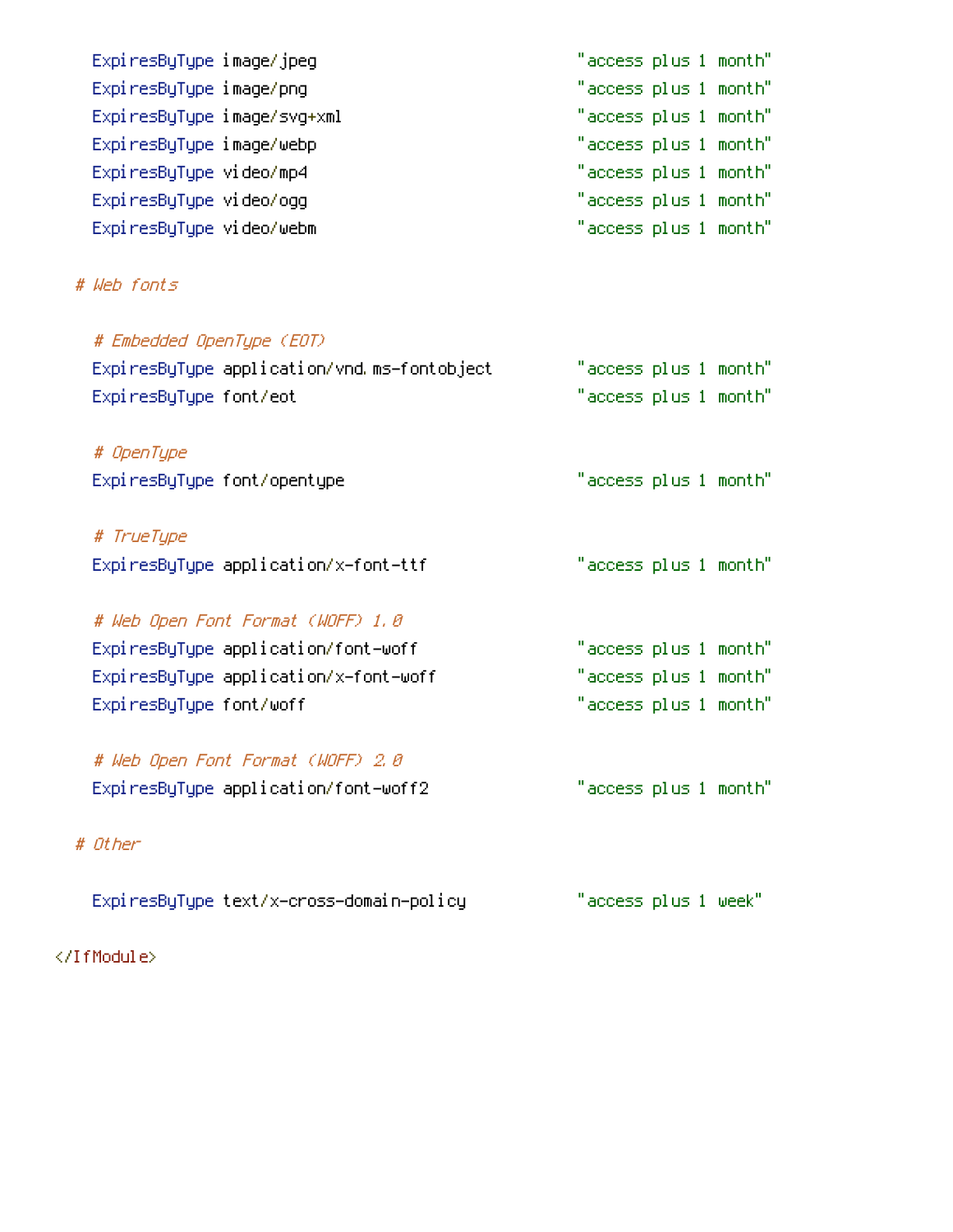```
    ExpiresByType image/jpeg                            "access plus 1 month"
    ExpiresByType image/png                             "access plus 1 month"
    ExpiresByType image/svg+xml                         "access plus 1 month"
    ExpiresByType image/webp                            "access plus 1 month"
    ExpiresByType video/mp4                             "access plus 1 month"
    ExpiresByType video/ogg                             "access plus 1 month"
    ExpiresByType video/webm                            "access plus 1 month"

  # Web fonts

    # Embedded OpenType (EOT)
    ExpiresByType application/vnd.ms-fontobject         "access plus 1 month"
    ExpiresByType font/eot                              "access plus 1 month"

    # OpenType
    ExpiresByType font/opentype                         "access plus 1 month"

    # TrueType
    ExpiresByType application/x-font-ttf                "access plus 1 month"

    # Web Open Font Format (WOFF) 1.0
    ExpiresByType application/font-woff                 "access plus 1 month"
    ExpiresByType application/x-font-woff               "access plus 1 month"
    ExpiresByType font/woff                             "access plus 1 month"

    # Web Open Font Format (WOFF) 2.0
    ExpiresByType application/font-woff2                "access plus 1 month"

  # Other

    ExpiresByType text/x-cross-domain-policy            "access plus 1 week"

</IfModule>
```